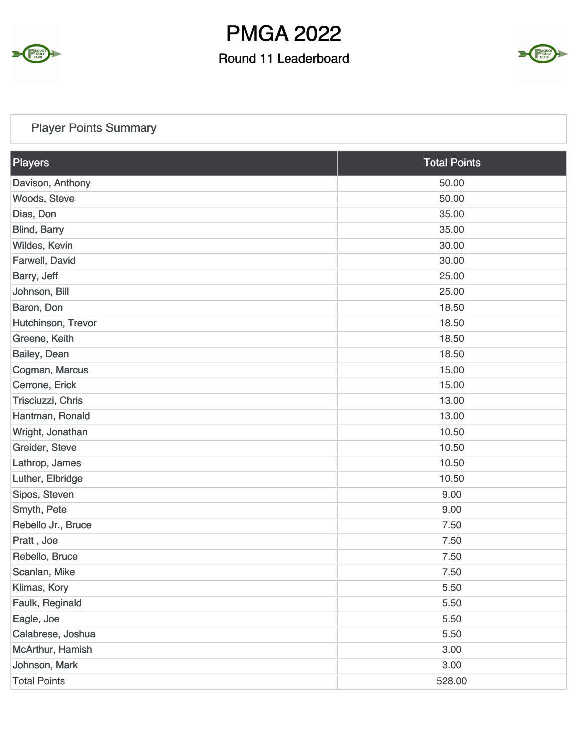# PMGA 2022

## Round 11 Leaderboard

### Player Points Summary

| Players | Total Points |
| --- | --- |
| Davison, Anthony | 50.00 |
| Woods, Steve | 50.00 |
| Dias, Don | 35.00 |
| Blind, Barry | 35.00 |
| Wildes, Kevin | 30.00 |
| Farwell, David | 30.00 |
| Barry, Jeff | 25.00 |
| Johnson, Bill | 25.00 |
| Baron, Don | 18.50 |
| Hutchinson, Trevor | 18.50 |
| Greene, Keith | 18.50 |
| Bailey, Dean | 18.50 |
| Cogman, Marcus | 15.00 |
| Cerrone, Erick | 15.00 |
| Trisciuzzi, Chris | 13.00 |
| Hantman, Ronald | 13.00 |
| Wright, Jonathan | 10.50 |
| Greider, Steve | 10.50 |
| Lathrop, James | 10.50 |
| Luther, Elbridge | 10.50 |
| Sipos, Steven | 9.00 |
| Smyth, Pete | 9.00 |
| Rebello Jr., Bruce | 7.50 |
| Pratt , Joe | 7.50 |
| Rebello, Bruce | 7.50 |
| Scanlan, Mike | 7.50 |
| Klimas, Kory | 5.50 |
| Faulk, Reginald | 5.50 |
| Eagle, Joe | 5.50 |
| Calabrese, Joshua | 5.50 |
| McArthur, Hamish | 3.00 |
| Johnson, Mark | 3.00 |
| Total Points | 528.00 |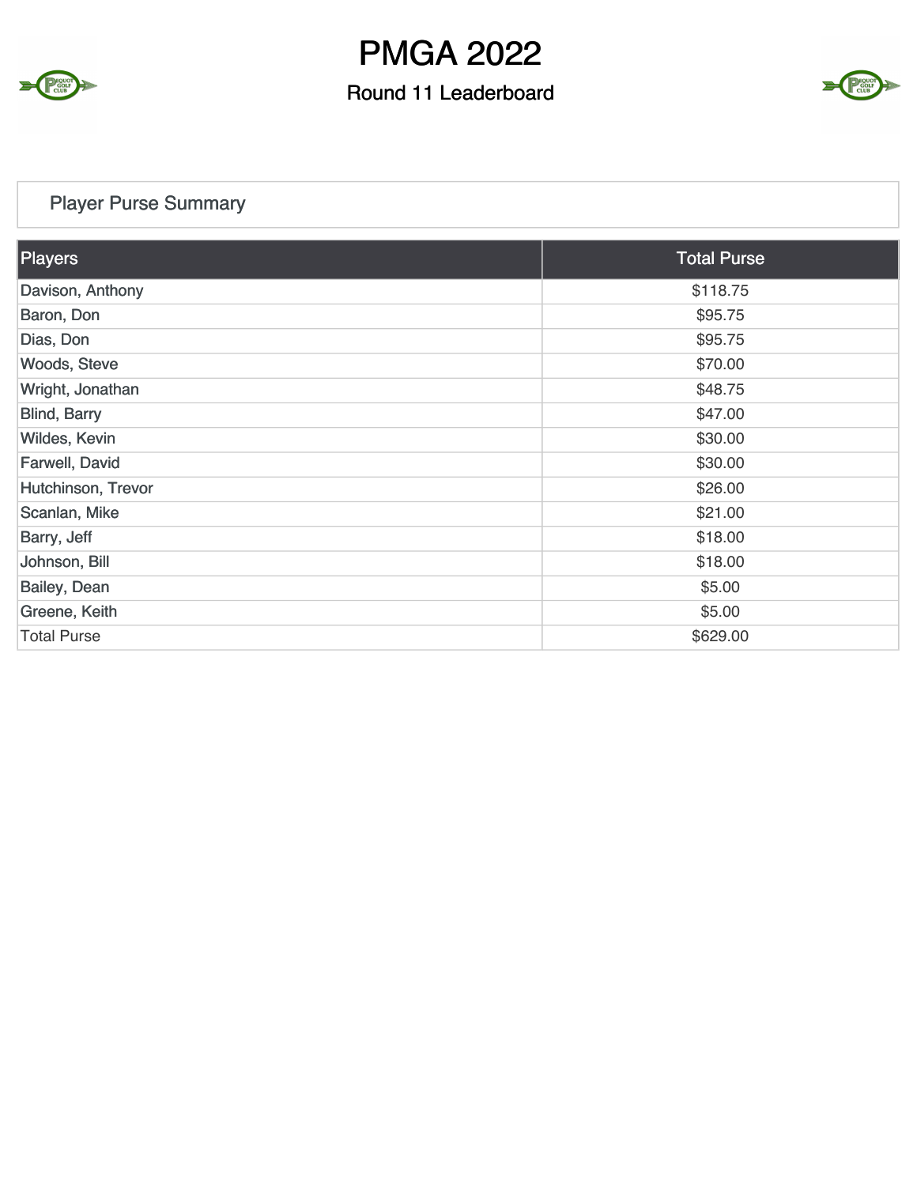# PMGA 2022

## Round 11 Leaderboard

### Player Purse Summary

| Players | Total Purse |
| --- | --- |
| Davison, Anthony | $118.75 |
| Baron, Don | $95.75 |
| Dias, Don | $95.75 |
| Woods, Steve | $70.00 |
| Wright, Jonathan | $48.75 |
| Blind, Barry | $47.00 |
| Wildes, Kevin | $30.00 |
| Farwell, David | $30.00 |
| Hutchinson, Trevor | $26.00 |
| Scanlan, Mike | $21.00 |
| Barry, Jeff | $18.00 |
| Johnson, Bill | $18.00 |
| Bailey, Dean | $5.00 |
| Greene, Keith | $5.00 |
| Total Purse | $629.00 |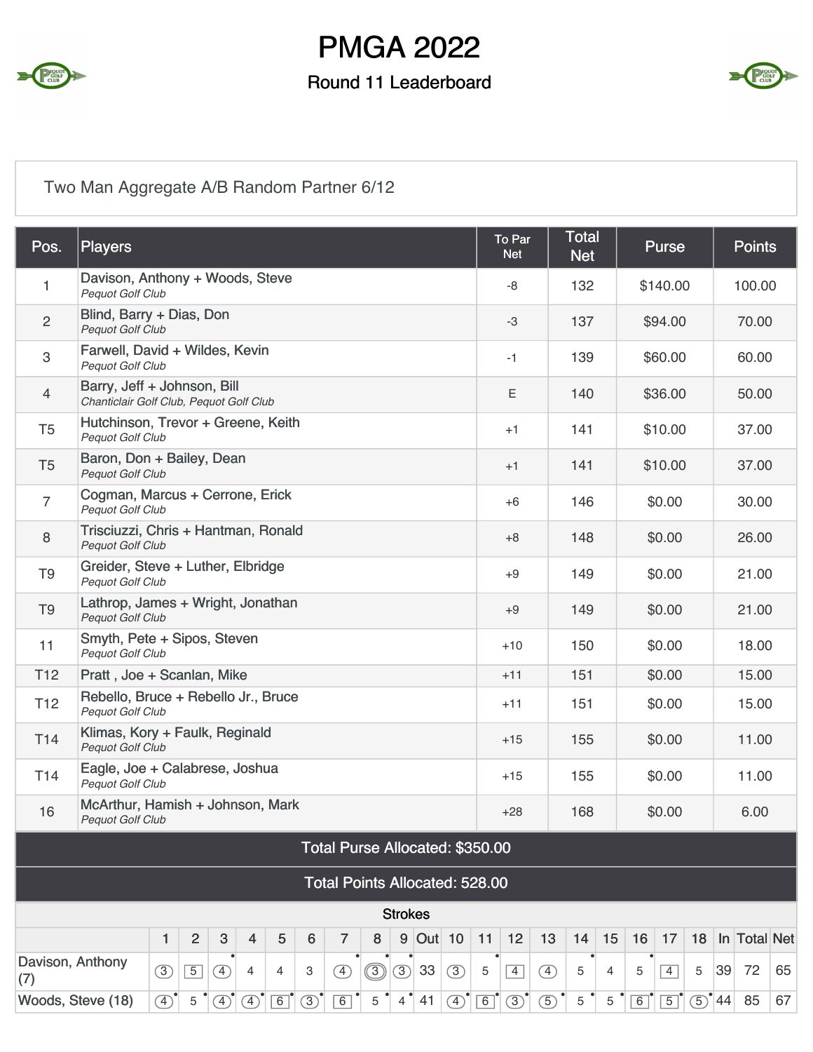# PMGA 2022

## Round 11 Leaderboard

Two Man Aggregate A/B Random Partner 6/12

| Pos. | Players | To Par Net | Total Net | Purse | Points |
|---|---|---|---|---|---|
| 1 | Davison, Anthony + Woods, Steve<br>*Pequot Golf Club* | -8 | 132 | $140.00 | 100.00 |
| 2 | Blind, Barry + Dias, Don<br>*Pequot Golf Club* | -3 | 137 | $94.00 | 70.00 |
| 3 | Farwell, David + Wildes, Kevin<br>*Pequot Golf Club* | -1 | 139 | $60.00 | 60.00 |
| 4 | Barry, Jeff + Johnson, Bill<br>*Chanticlair Golf Club, Pequot Golf Club* | E | 140 | $36.00 | 50.00 |
| T5 | Hutchinson, Trevor + Greene, Keith<br>*Pequot Golf Club* | +1 | 141 | $10.00 | 37.00 |
| T5 | Baron, Don + Bailey, Dean<br>*Pequot Golf Club* | +1 | 141 | $10.00 | 37.00 |
| 7 | Cogman, Marcus + Cerrone, Erick<br>*Pequot Golf Club* | +6 | 146 | $0.00 | 30.00 |
| 8 | Trisciuzzi, Chris + Hantman, Ronald<br>*Pequot Golf Club* | +8 | 148 | $0.00 | 26.00 |
| T9 | Greider, Steve + Luther, Elbridge<br>*Pequot Golf Club* | +9 | 149 | $0.00 | 21.00 |
| T9 | Lathrop, James + Wright, Jonathan<br>*Pequot Golf Club* | +9 | 149 | $0.00 | 21.00 |
| 11 | Smyth, Pete + Sipos, Steven<br>*Pequot Golf Club* | +10 | 150 | $0.00 | 18.00 |
| T12 | Pratt , Joe + Scanlan, Mike | +11 | 151 | $0.00 | 15.00 |
| T12 | Rebello, Bruce + Rebello Jr., Bruce<br>*Pequot Golf Club* | +11 | 151 | $0.00 | 15.00 |
| T14 | Klimas, Kory + Faulk, Reginald<br>*Pequot Golf Club* | +15 | 155 | $0.00 | 11.00 |
| T14 | Eagle, Joe + Calabrese, Joshua<br>*Pequot Golf Club* | +15 | 155 | $0.00 | 11.00 |
| 16 | McArthur, Hamish + Johnson, Mark<br>*Pequot Golf Club* | +28 | 168 | $0.00 | 6.00 |

**Total Purse Allocated: $350.00**

**Total Points Allocated: 528.00**

**Strokes**

| | 1 | 2 | 3 | 4 | 5 | 6 | 7 | 8 | 9 | Out | 10 | 11 | 12 | 13 | 14 | 15 | 16 | 17 | 18 | In | Total | Net |
|---|---|---|---|---|---|---|---|---|---|---|---|---|---|---|---|---|---|---|---|---|---|---|
| Davison, Anthony (7) | 3 | 5 | 4 | 4 | 4 | 3 | 4 | 3 | 3 | 33 | 3 | 5 | 4 | 4 | 5 | 4 | 5 | 4 | 5 | 39 | 72 | 65 |
| Woods, Steve (18) | 4 | 5 | 4 | 4 | 6 | 3 | 6 | 5 | 4 | 41 | 4 | 6 | 3 | 5 | 5 | 5 | 6 | 5 | 5 | 44 | 85 | 67 |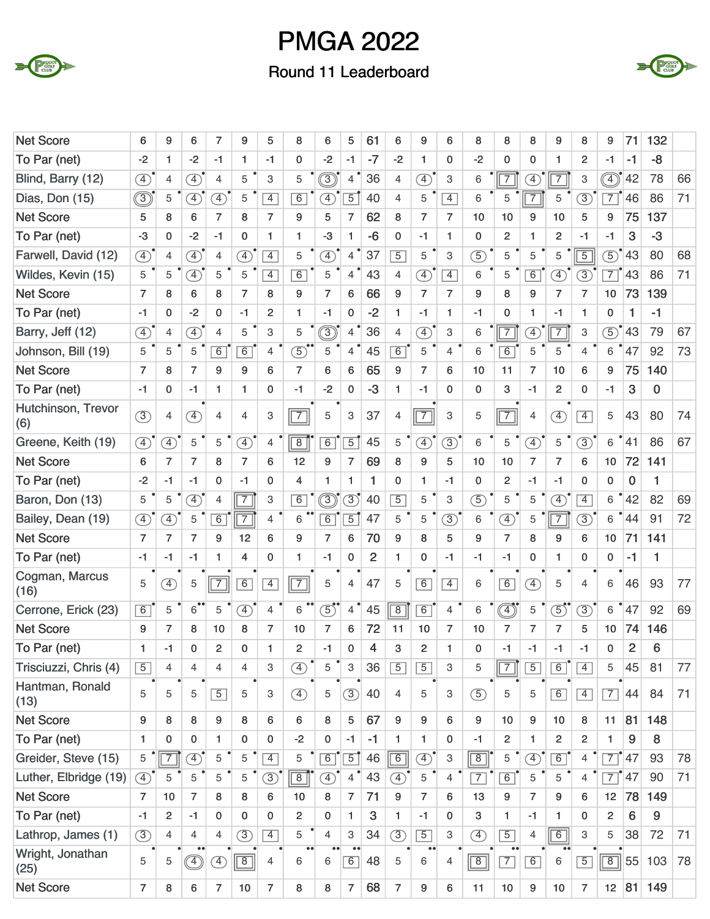# PMGA 2022

## Round 11 Leaderboard

| | | | | | | | | | | | | | | | | | | | | | | |
|---|---|---|---|---|---|---|---|---|---|---|---|---|---|---|---|---|---|---|---|---|---|---|
| Net Score | 6 | 9 | 6 | 7 | 9 | 5 | 8 | 6 | 5 | 61 | 6 | 9 | 6 | 8 | 8 | 8 | 9 | 8 | 9 | 71 | 132 | |
| To Par (net) | -2 | 1 | -2 | -1 | 1 | -1 | 0 | -2 | -1 | -7 | -2 | 1 | 0 | -2 | 0 | 0 | 1 | 2 | -1 | -1 | -8 | |
| Blind, Barry (12) | 4 | 4 | 4 | 4 | 5 | 3 | 5 | 3 | 4 | 36 | 4 | 4 | 3 | 6 | 7 | 4 | 7 | 3 | 4 | 42 | 78 | 66 |
| Dias, Don (15) | 3 | 5 | 4 | 4 | 5 | 4 | 6 | 4 | 5 | 40 | 4 | 5 | 4 | 6 | 5 | 7 | 5 | 3 | 7 | 46 | 86 | 71 |
| Net Score | 5 | 8 | 6 | 7 | 8 | 7 | 9 | 5 | 7 | 62 | 8 | 7 | 7 | 10 | 10 | 9 | 10 | 5 | 9 | 75 | 137 | |
| To Par (net) | -3 | 0 | -2 | -1 | 0 | 1 | 1 | -3 | 1 | -6 | 0 | -1 | 1 | 0 | 2 | 1 | 2 | -1 | -1 | 3 | -3 | |
| Farwell, David (12) | 4 | 4 | 4 | 4 | 4 | 4 | 5 | 4 | 4 | 37 | 5 | 5 | 3 | 5 | 5 | 5 | 5 | 5 | 5 | 43 | 80 | 68 |
| Wildes, Kevin (15) | 5 | 5 | 4 | 5 | 5 | 4 | 6 | 5 | 4 | 43 | 4 | 4 | 4 | 6 | 5 | 6 | 4 | 3 | 7 | 43 | 86 | 71 |
| Net Score | 7 | 8 | 6 | 8 | 7 | 8 | 9 | 7 | 6 | 66 | 9 | 7 | 7 | 9 | 8 | 9 | 7 | 7 | 10 | 73 | 139 | |
| To Par (net) | -1 | 0 | -2 | 0 | -1 | 2 | 1 | -1 | 0 | -2 | 1 | -1 | 1 | -1 | 0 | 1 | -1 | 1 | 0 | 1 | -1 | |
| Barry, Jeff (12) | 4 | 4 | 4 | 4 | 5 | 3 | 5 | 3 | 4 | 36 | 4 | 4 | 3 | 6 | 7 | 4 | 7 | 3 | 5 | 43 | 79 | 67 |
| Johnson, Bill (19) | 5 | 5 | 5 | 6 | 6 | 4 | 5 | 5 | 4 | 45 | 6 | 5 | 4 | 6 | 6 | 5 | 5 | 4 | 6 | 47 | 92 | 73 |
| Net Score | 7 | 8 | 7 | 9 | 9 | 6 | 7 | 6 | 6 | 65 | 9 | 7 | 6 | 10 | 11 | 7 | 10 | 6 | 9 | 75 | 140 | |
| To Par (net) | -1 | 0 | -1 | 1 | 1 | 0 | -1 | -2 | 0 | -3 | 1 | -1 | 0 | 0 | 3 | -1 | 2 | 0 | -1 | 3 | 0 | |
| Hutchinson, Trevor (6) | 3 | 4 | 4 | 4 | 4 | 3 | 7 | 5 | 3 | 37 | 4 | 7 | 3 | 5 | 7 | 4 | 4 | 4 | 5 | 43 | 80 | 74 |
| Greene, Keith (19) | 4 | 4 | 5 | 5 | 4 | 4 | 8 | 6 | 5 | 45 | 5 | 4 | 3 | 6 | 5 | 4 | 5 | 3 | 6 | 41 | 86 | 67 |
| Net Score | 6 | 7 | 7 | 8 | 7 | 6 | 12 | 9 | 7 | 69 | 8 | 9 | 5 | 10 | 10 | 7 | 7 | 6 | 10 | 72 | 141 | |
| To Par (net) | -2 | -1 | -1 | 0 | -1 | 0 | 4 | 1 | 1 | 1 | 0 | 1 | -1 | 0 | 2 | -1 | -1 | 0 | 0 | 0 | 1 | |
| Baron, Don (13) | 5 | 5 | 4 | 4 | 7 | 3 | 6 | 3 | 3 | 40 | 5 | 5 | 3 | 5 | 5 | 5 | 4 | 4 | 6 | 42 | 82 | 69 |
| Bailey, Dean (19) | 4 | 4 | 5 | 6 | 7 | 4 | 6 | 6 | 5 | 47 | 5 | 5 | 3 | 6 | 4 | 5 | 7 | 3 | 6 | 44 | 91 | 72 |
| Net Score | 7 | 7 | 7 | 9 | 12 | 6 | 9 | 7 | 6 | 70 | 9 | 8 | 5 | 9 | 7 | 8 | 9 | 6 | 10 | 71 | 141 | |
| To Par (net) | -1 | -1 | -1 | 1 | 4 | 0 | 1 | -1 | 0 | 2 | 1 | 0 | -1 | -1 | -1 | 0 | 1 | 0 | 0 | -1 | 1 | |
| Cogman, Marcus (16) | 5 | 4 | 5 | 7 | 6 | 4 | 7 | 5 | 4 | 47 | 5 | 6 | 4 | 6 | 6 | 4 | 5 | 4 | 6 | 46 | 93 | 77 |
| Cerrone, Erick (23) | 6 | 5 | 6 | 5 | 4 | 4 | 6 | 5 | 4 | 45 | 8 | 6 | 4 | 6 | 4 | 5 | 5 | 3 | 6 | 47 | 92 | 69 |
| Net Score | 9 | 7 | 8 | 10 | 8 | 7 | 10 | 7 | 6 | 72 | 11 | 10 | 7 | 10 | 7 | 7 | 7 | 5 | 10 | 74 | 146 | |
| To Par (net) | 1 | -1 | 0 | 2 | 0 | 1 | 2 | -1 | 0 | 4 | 3 | 2 | 1 | 0 | -1 | -1 | -1 | -1 | 0 | 2 | 6 | |
| Trisciuzzi, Chris (4) | 5 | 4 | 4 | 4 | 4 | 3 | 4 | 5 | 3 | 36 | 5 | 5 | 3 | 5 | 7 | 5 | 6 | 4 | 5 | 45 | 81 | 77 |
| Hantman, Ronald (13) | 5 | 5 | 5 | 5 | 5 | 3 | 4 | 5 | 3 | 40 | 4 | 5 | 3 | 5 | 5 | 5 | 6 | 4 | 7 | 44 | 84 | 71 |
| Net Score | 9 | 8 | 8 | 9 | 8 | 6 | 6 | 8 | 5 | 67 | 9 | 9 | 6 | 9 | 10 | 9 | 10 | 8 | 11 | 81 | 148 | |
| To Par (net) | 1 | 0 | 0 | 1 | 0 | 0 | -2 | 0 | -1 | -1 | 1 | 1 | 0 | -1 | 2 | 1 | 2 | 2 | 1 | 9 | 8 | |
| Greider, Steve (15) | 5 | 7 | 4 | 5 | 5 | 4 | 5 | 6 | 5 | 46 | 6 | 4 | 3 | 8 | 5 | 4 | 6 | 4 | 7 | 47 | 93 | 78 |
| Luther, Elbridge (19) | 4 | 5 | 5 | 5 | 5 | 3 | 8 | 4 | 4 | 43 | 4 | 5 | 4 | 7 | 6 | 5 | 5 | 4 | 7 | 47 | 90 | 71 |
| Net Score | 7 | 10 | 7 | 8 | 8 | 6 | 10 | 8 | 7 | 71 | 9 | 7 | 6 | 13 | 9 | 7 | 9 | 6 | 12 | 78 | 149 | |
| To Par (net) | -1 | 2 | -1 | 0 | 0 | 0 | 2 | 0 | 1 | 3 | 1 | -1 | 0 | 3 | 1 | -1 | 1 | 0 | 2 | 6 | 9 | |
| Lathrop, James (1) | 3 | 4 | 4 | 4 | 3 | 4 | 5 | 4 | 3 | 34 | 3 | 5 | 3 | 4 | 5 | 4 | 6 | 3 | 5 | 38 | 72 | 71 |
| Wright, Jonathan (25) | 5 | 5 | 4 | 4 | 8 | 4 | 6 | 6 | 6 | 48 | 5 | 6 | 4 | 8 | 7 | 6 | 6 | 5 | 8 | 55 | 103 | 78 |
| Net Score | 7 | 8 | 6 | 7 | 10 | 7 | 8 | 8 | 7 | 68 | 7 | 9 | 6 | 11 | 10 | 9 | 10 | 7 | 12 | 81 | 149 | |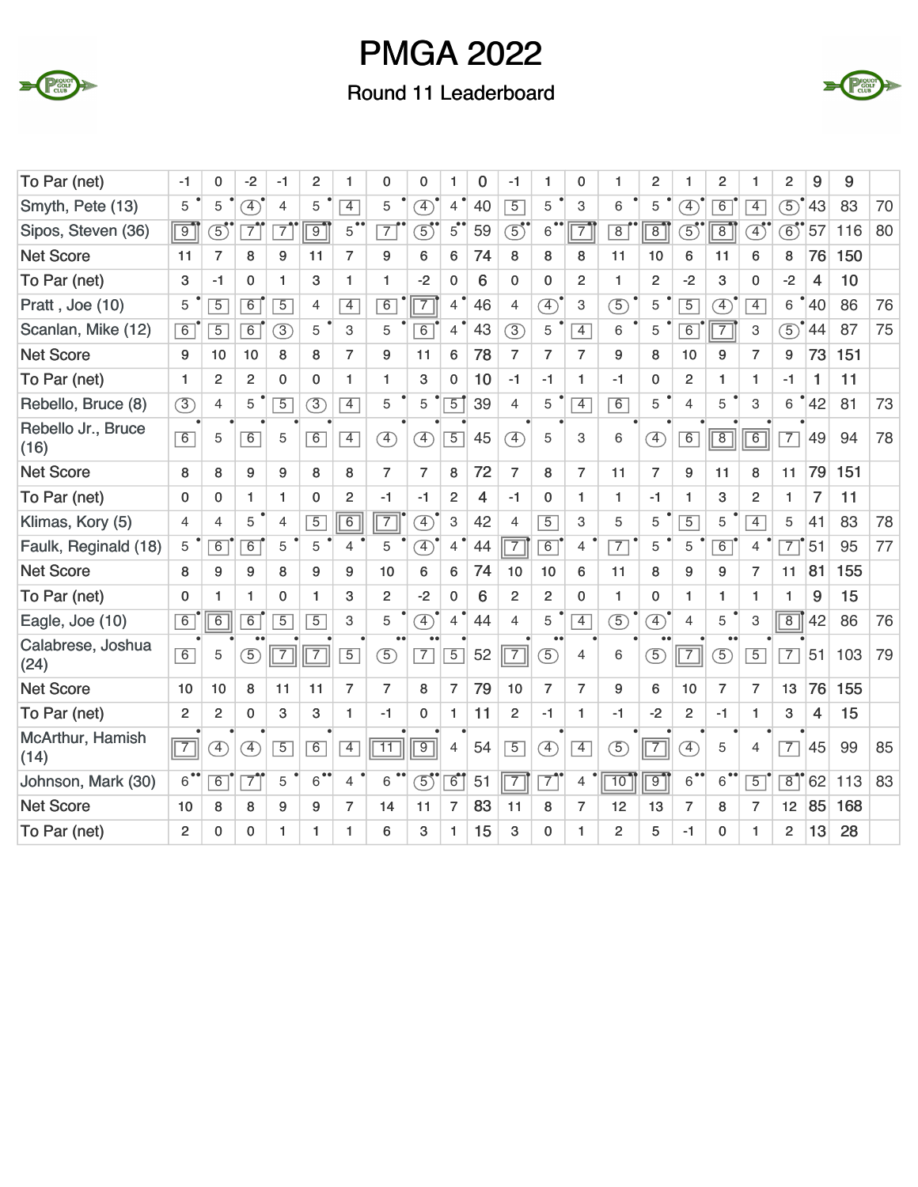# PMGA 2022

## Round 11 Leaderboard

| | | | | | | | | | | | | | | | | | | | | | | |
|---|---|---|---|---|---|---|---|---|---|---|---|---|---|---|---|---|---|---|---|---|---|---|
| To Par (net) | -1 | 0 | -2 | -1 | 2 | 1 | 0 | 0 | 1 | 0 | -1 | 1 | 0 | 1 | 2 | 1 | 2 | 1 | 2 | 9 | 9 | |
| Smyth, Pete (13) | 5 | 5 | 4 | 4 | 5 | 4 | 5 | 4 | 4 | 40 | 5 | 5 | 3 | 6 | 5 | 4 | 6 | 4 | 5 | 43 | 83 | 70 |
| Sipos, Steven (36) | 9 | 5 | 7 | 7 | 9 | 5 | 7 | 5 | 5 | 59 | 5 | 6 | 7 | 8 | 8 | 5 | 8 | 4 | 6 | 57 | 116 | 80 |
| Net Score | 11 | 7 | 8 | 9 | 11 | 7 | 9 | 6 | 6 | 74 | 8 | 8 | 8 | 11 | 10 | 6 | 11 | 6 | 8 | 76 | 150 | |
| To Par (net) | 3 | -1 | 0 | 1 | 3 | 1 | 1 | -2 | 0 | 6 | 0 | 0 | 2 | 1 | 2 | -2 | 3 | 0 | -2 | 4 | 10 | |
| Pratt , Joe (10) | 5 | 5 | 6 | 5 | 4 | 4 | 6 | 7 | 4 | 46 | 4 | 4 | 3 | 5 | 5 | 5 | 4 | 4 | 6 | 40 | 86 | 76 |
| Scanlan, Mike (12) | 6 | 5 | 6 | 3 | 5 | 3 | 5 | 6 | 4 | 43 | 3 | 5 | 4 | 6 | 5 | 6 | 7 | 3 | 5 | 44 | 87 | 75 |
| Net Score | 9 | 10 | 10 | 8 | 8 | 7 | 9 | 11 | 6 | 78 | 7 | 7 | 7 | 9 | 8 | 10 | 9 | 7 | 9 | 73 | 151 | |
| To Par (net) | 1 | 2 | 2 | 0 | 0 | 1 | 1 | 3 | 0 | 10 | -1 | -1 | 1 | -1 | 0 | 2 | 1 | 1 | -1 | 1 | 11 | |
| Rebello, Bruce (8) | 3 | 4 | 5 | 5 | 3 | 4 | 5 | 5 | 5 | 39 | 4 | 5 | 4 | 6 | 5 | 4 | 5 | 3 | 6 | 42 | 81 | 73 |
| Rebello Jr., Bruce (16) | 6 | 5 | 6 | 5 | 6 | 4 | 4 | 4 | 5 | 45 | 4 | 5 | 3 | 6 | 4 | 6 | 8 | 6 | 7 | 49 | 94 | 78 |
| Net Score | 8 | 8 | 9 | 9 | 8 | 8 | 7 | 7 | 8 | 72 | 7 | 8 | 7 | 11 | 7 | 9 | 11 | 8 | 11 | 79 | 151 | |
| To Par (net) | 0 | 0 | 1 | 1 | 0 | 2 | -1 | -1 | 2 | 4 | -1 | 0 | 1 | 1 | -1 | 1 | 3 | 2 | 1 | 7 | 11 | |
| Klimas, Kory (5) | 4 | 4 | 5 | 4 | 5 | 6 | 7 | 4 | 3 | 42 | 4 | 5 | 3 | 5 | 5 | 5 | 5 | 4 | 5 | 41 | 83 | 78 |
| Faulk, Reginald (18) | 5 | 6 | 6 | 5 | 5 | 4 | 5 | 4 | 4 | 44 | 7 | 6 | 4 | 7 | 5 | 5 | 6 | 4 | 7 | 51 | 95 | 77 |
| Net Score | 8 | 9 | 9 | 8 | 9 | 9 | 10 | 6 | 6 | 74 | 10 | 10 | 6 | 11 | 8 | 9 | 9 | 7 | 11 | 81 | 155 | |
| To Par (net) | 0 | 1 | 1 | 0 | 1 | 3 | 2 | -2 | 0 | 6 | 2 | 2 | 0 | 1 | 0 | 1 | 1 | 1 | 1 | 9 | 15 | |
| Eagle, Joe (10) | 6 | 6 | 6 | 5 | 5 | 3 | 5 | 4 | 4 | 44 | 4 | 5 | 4 | 5 | 4 | 4 | 5 | 3 | 8 | 42 | 86 | 76 |
| Calabrese, Joshua (24) | 6 | 5 | 5 | 7 | 7 | 5 | 5 | 7 | 5 | 52 | 7 | 5 | 4 | 6 | 5 | 7 | 5 | 5 | 7 | 51 | 103 | 79 |
| Net Score | 10 | 10 | 8 | 11 | 11 | 7 | 7 | 8 | 7 | 79 | 10 | 7 | 7 | 9 | 6 | 10 | 7 | 7 | 13 | 76 | 155 | |
| To Par (net) | 2 | 2 | 0 | 3 | 3 | 1 | -1 | 0 | 1 | 11 | 2 | -1 | 1 | -1 | -2 | 2 | -1 | 1 | 3 | 4 | 15 | |
| McArthur, Hamish (14) | 7 | 4 | 4 | 5 | 6 | 4 | 11 | 9 | 4 | 54 | 5 | 4 | 4 | 5 | 7 | 4 | 5 | 4 | 7 | 45 | 99 | 85 |
| Johnson, Mark (30) | 6 | 6 | 7 | 5 | 6 | 4 | 6 | 5 | 6 | 51 | 7 | 7 | 4 | 10 | 9 | 6 | 6 | 5 | 8 | 62 | 113 | 83 |
| Net Score | 10 | 8 | 8 | 9 | 9 | 7 | 14 | 11 | 7 | 83 | 11 | 8 | 7 | 12 | 13 | 7 | 8 | 7 | 12 | 85 | 168 | |
| To Par (net) | 2 | 0 | 0 | 1 | 1 | 1 | 6 | 3 | 1 | 15 | 3 | 0 | 1 | 2 | 5 | -1 | 0 | 1 | 2 | 13 | 28 | |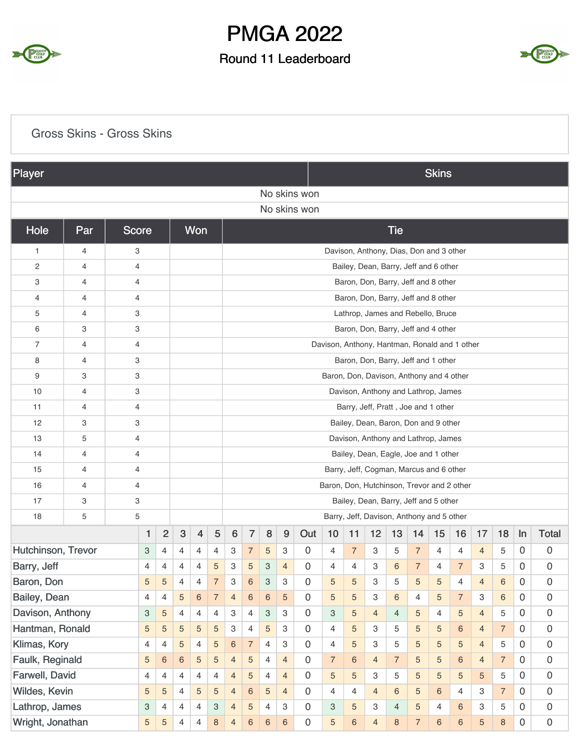# PMGA 2022

## Round 11 Leaderboard

### Gross Skins - Gross Skins

| Player | Skins |
|---|---|
| No skins won | |
| No skins won | |

| Hole | Par | Score | Won | Tie |
|---|---|---|---|---|
| 1 | 4 | 3 | | Davison, Anthony, Dias, Don and 3 other |
| 2 | 4 | 4 | | Bailey, Dean, Barry, Jeff and 6 other |
| 3 | 4 | 4 | | Baron, Don, Barry, Jeff and 8 other |
| 4 | 4 | 4 | | Baron, Don, Barry, Jeff and 8 other |
| 5 | 4 | 3 | | Lathrop, James and Rebello, Bruce |
| 6 | 3 | 3 | | Baron, Don, Barry, Jeff and 4 other |
| 7 | 4 | 4 | | Davison, Anthony, Hantman, Ronald and 1 other |
| 8 | 4 | 3 | | Baron, Don, Barry, Jeff and 1 other |
| 9 | 3 | 3 | | Baron, Don, Davison, Anthony and 4 other |
| 10 | 4 | 3 | | Davison, Anthony and Lathrop, James |
| 11 | 4 | 4 | | Barry, Jeff, Pratt , Joe and 1 other |
| 12 | 3 | 3 | | Bailey, Dean, Baron, Don and 9 other |
| 13 | 5 | 4 | | Davison, Anthony and Lathrop, James |
| 14 | 4 | 4 | | Bailey, Dean, Eagle, Joe and 1 other |
| 15 | 4 | 4 | | Barry, Jeff, Cogman, Marcus and 6 other |
| 16 | 4 | 4 | | Baron, Don, Hutchinson, Trevor and 2 other |
| 17 | 3 | 3 | | Bailey, Dean, Barry, Jeff and 5 other |
| 18 | 5 | 5 | | Barry, Jeff, Davison, Anthony and 5 other |

| | 1 | 2 | 3 | 4 | 5 | 6 | 7 | 8 | 9 | Out | 10 | 11 | 12 | 13 | 14 | 15 | 16 | 17 | 18 | In | Total |
|---|---|---|---|---|---|---|---|---|---|---|---|---|---|---|---|---|---|---|---|---|---|
| Hutchinson, Trevor | 3 | 4 | 4 | 4 | 4 | 3 | 7 | 5 | 3 | 0 | 4 | 7 | 3 | 5 | 7 | 4 | 4 | 4 | 5 | 0 | 0 |
| Barry, Jeff | 4 | 4 | 4 | 4 | 5 | 3 | 5 | 3 | 4 | 0 | 4 | 4 | 3 | 6 | 7 | 4 | 7 | 3 | 5 | 0 | 0 |
| Baron, Don | 5 | 5 | 4 | 4 | 7 | 3 | 6 | 3 | 3 | 0 | 5 | 5 | 3 | 5 | 5 | 5 | 4 | 4 | 6 | 0 | 0 |
| Bailey, Dean | 4 | 4 | 5 | 6 | 7 | 4 | 6 | 6 | 5 | 0 | 5 | 5 | 3 | 6 | 4 | 5 | 7 | 3 | 6 | 0 | 0 |
| Davison, Anthony | 3 | 5 | 4 | 4 | 4 | 3 | 4 | 3 | 3 | 0 | 3 | 5 | 4 | 4 | 5 | 4 | 5 | 4 | 5 | 0 | 0 |
| Hantman, Ronald | 5 | 5 | 5 | 5 | 5 | 3 | 4 | 5 | 3 | 0 | 4 | 5 | 3 | 5 | 5 | 5 | 6 | 4 | 7 | 0 | 0 |
| Klimas, Kory | 4 | 4 | 5 | 4 | 5 | 6 | 7 | 4 | 3 | 0 | 4 | 5 | 3 | 5 | 5 | 5 | 5 | 4 | 5 | 0 | 0 |
| Faulk, Reginald | 5 | 6 | 6 | 5 | 5 | 4 | 5 | 4 | 4 | 0 | 7 | 6 | 4 | 7 | 5 | 5 | 6 | 4 | 7 | 0 | 0 |
| Farwell, David | 4 | 4 | 4 | 4 | 4 | 4 | 5 | 4 | 4 | 0 | 5 | 5 | 3 | 5 | 5 | 5 | 5 | 5 | 5 | 0 | 0 |
| Wildes, Kevin | 5 | 5 | 4 | 5 | 5 | 4 | 6 | 5 | 4 | 0 | 4 | 4 | 4 | 6 | 5 | 6 | 4 | 3 | 7 | 0 | 0 |
| Lathrop, James | 3 | 4 | 4 | 4 | 3 | 4 | 5 | 4 | 3 | 0 | 3 | 5 | 3 | 4 | 5 | 4 | 6 | 3 | 5 | 0 | 0 |
| Wright, Jonathan | 5 | 5 | 4 | 4 | 8 | 4 | 6 | 6 | 6 | 0 | 5 | 6 | 4 | 8 | 7 | 6 | 6 | 5 | 8 | 0 | 0 |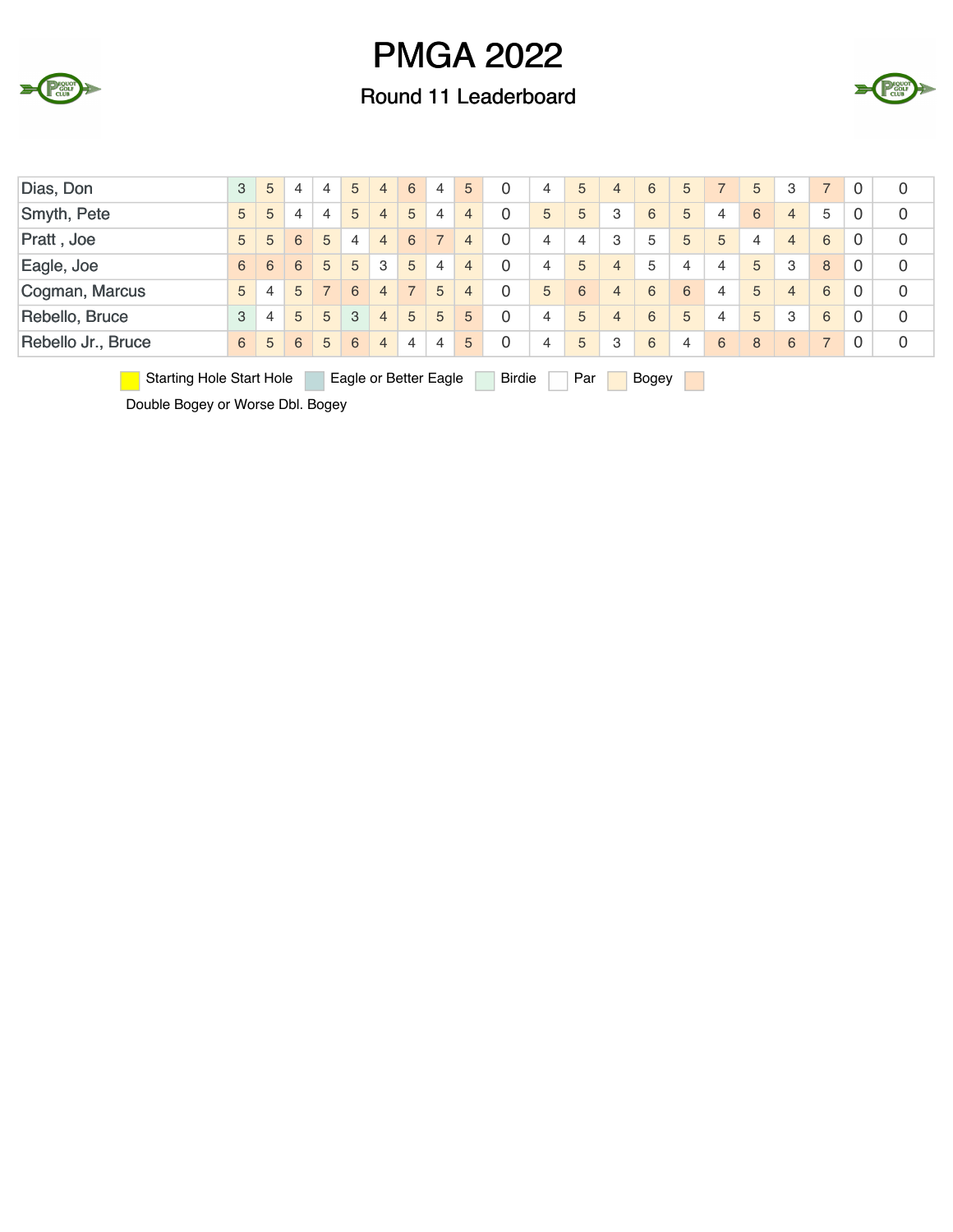# PMGA 2022

## Round 11 Leaderboard

| Player | | | | | | | | | | | | | | | | | | | | | |
|---|---|---|---|---|---|---|---|---|---|---|---|---|---|---|---|---|---|---|---|---|---|
| Dias, Don | 3 | 5 | 4 | 4 | 5 | 4 | 6 | 4 | 5 | 0 | 4 | 5 | 4 | 6 | 5 | 7 | 5 | 3 | 7 | 0 | 0 |
| Smyth, Pete | 5 | 5 | 4 | 4 | 5 | 4 | 5 | 4 | 4 | 0 | 5 | 5 | 3 | 6 | 5 | 4 | 6 | 4 | 5 | 0 | 0 |
| Pratt , Joe | 5 | 5 | 6 | 5 | 4 | 4 | 6 | 7 | 4 | 0 | 4 | 4 | 3 | 5 | 5 | 5 | 4 | 4 | 6 | 0 | 0 |
| Eagle, Joe | 6 | 6 | 6 | 5 | 5 | 3 | 5 | 4 | 4 | 0 | 4 | 5 | 4 | 5 | 4 | 4 | 5 | 3 | 8 | 0 | 0 |
| Cogman, Marcus | 5 | 4 | 5 | 7 | 6 | 4 | 7 | 5 | 4 | 0 | 5 | 6 | 4 | 6 | 6 | 4 | 5 | 4 | 6 | 0 | 0 |
| Rebello, Bruce | 3 | 4 | 5 | 5 | 3 | 4 | 5 | 5 | 5 | 0 | 4 | 5 | 4 | 6 | 5 | 4 | 5 | 3 | 6 | 0 | 0 |
| Rebello Jr., Bruce | 6 | 5 | 6 | 5 | 6 | 4 | 4 | 4 | 5 | 0 | 4 | 5 | 3 | 6 | 4 | 6 | 8 | 6 | 7 | 0 | 0 |

Starting Hole Start Hole | Eagle or Better Eagle | Birdie | Par | Bogey | Double Bogey or Worse Dbl. Bogey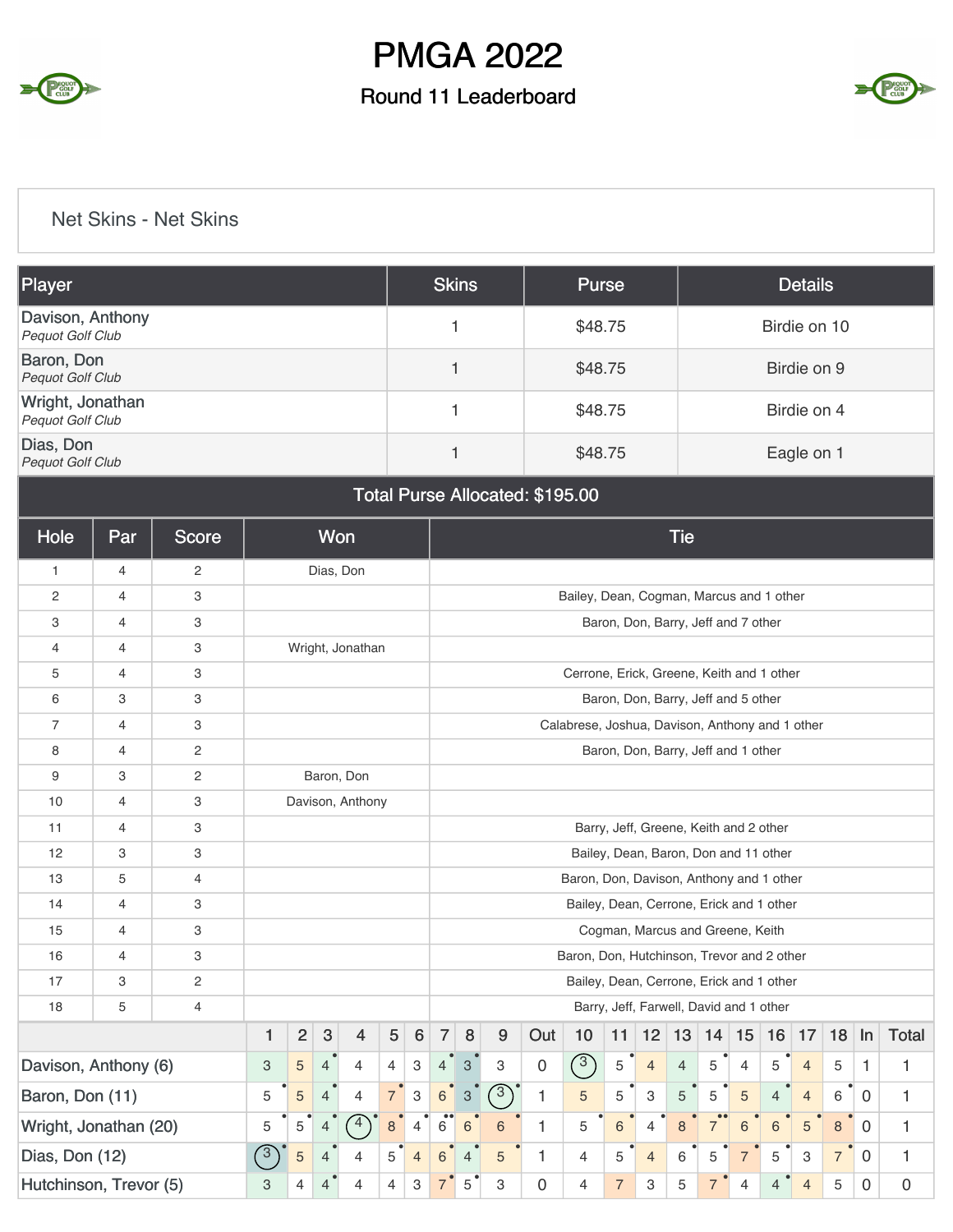# PMGA 2022

## Round 11 Leaderboard

### Net Skins - Net Skins

| Player | Skins | Purse | Details |
|---|---|---|---|
| Davison, Anthony *Pequot Golf Club* | 1 | $48.75 | Birdie on 10 |
| Baron, Don *Pequot Golf Club* | 1 | $48.75 | Birdie on 9 |
| Wright, Jonathan *Pequot Golf Club* | 1 | $48.75 | Birdie on 4 |
| Dias, Don *Pequot Golf Club* | 1 | $48.75 | Eagle on 1 |

**Total Purse Allocated: $195.00**

| Hole | Par | Score | Won | Tie |
|---|---|---|---|---|
| 1 | 4 | 2 | Dias, Don | |
| 2 | 4 | 3 | | Bailey, Dean, Cogman, Marcus and 1 other |
| 3 | 4 | 3 | | Baron, Don, Barry, Jeff and 7 other |
| 4 | 4 | 3 | Wright, Jonathan | |
| 5 | 4 | 3 | | Cerrone, Erick, Greene, Keith and 1 other |
| 6 | 3 | 3 | | Baron, Don, Barry, Jeff and 5 other |
| 7 | 4 | 3 | | Calabrese, Joshua, Davison, Anthony and 1 other |
| 8 | 4 | 2 | | Baron, Don, Barry, Jeff and 1 other |
| 9 | 3 | 2 | Baron, Don | |
| 10 | 4 | 3 | Davison, Anthony | |
| 11 | 4 | 3 | | Barry, Jeff, Greene, Keith and 2 other |
| 12 | 3 | 3 | | Bailey, Dean, Baron, Don and 11 other |
| 13 | 5 | 4 | | Baron, Don, Davison, Anthony and 1 other |
| 14 | 4 | 3 | | Bailey, Dean, Cerrone, Erick and 1 other |
| 15 | 4 | 3 | | Cogman, Marcus and Greene, Keith |
| 16 | 4 | 3 | | Baron, Don, Hutchinson, Trevor and 2 other |
| 17 | 3 | 2 | | Bailey, Dean, Cerrone, Erick and 1 other |
| 18 | 5 | 4 | | Barry, Jeff, Farwell, David and 1 other |

| | 1 | 2 | 3 | 4 | 5 | 6 | 7 | 8 | 9 | Out | 10 | 11 | 12 | 13 | 14 | 15 | 16 | 17 | 18 | In | Total |
|---|---|---|---|---|---|---|---|---|---|---|---|---|---|---|---|---|---|---|---|---|---|
| Davison, Anthony (6) | 3 | 5 | 4 | 4 | 4 | 3 | 4 | 3 | 3 | 0 | 3 | 5 | 4 | 4 | 5 | 4 | 5 | 4 | 5 | 1 | 1 |
| Baron, Don (11) | 5 | 5 | 4 | 4 | 7 | 3 | 6 | 3 | 3 | 1 | 5 | 5 | 3 | 5 | 5 | 5 | 4 | 4 | 6 | 0 | 1 |
| Wright, Jonathan (20) | 5 | 5 | 4 | 4 | 8 | 4 | 6 | 6 | 6 | 1 | 5 | 6 | 4 | 8 | 7 | 6 | 6 | 5 | 8 | 0 | 1 |
| Dias, Don (12) | 3 | 5 | 4 | 4 | 5 | 4 | 6 | 4 | 5 | 1 | 4 | 5 | 4 | 6 | 5 | 7 | 5 | 3 | 7 | 0 | 1 |
| Hutchinson, Trevor (5) | 3 | 4 | 4 | 4 | 4 | 3 | 7 | 5 | 3 | 0 | 4 | 7 | 3 | 5 | 7 | 4 | 4 | 4 | 5 | 0 | 0 |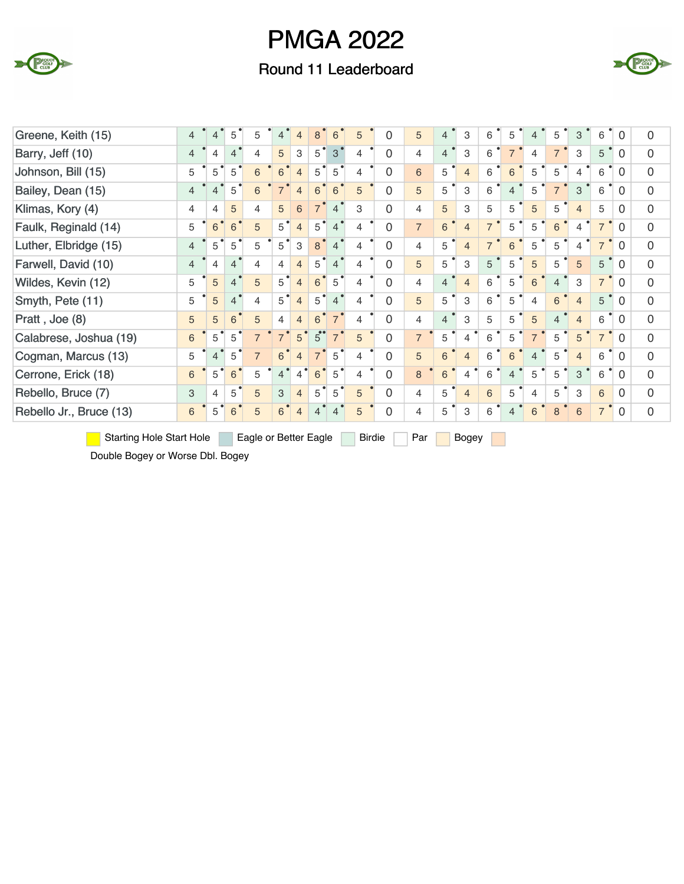# PMGA 2022

## Round 11 Leaderboard

| Player | 1 | 2 | 3 | 4 | 5 | 6 | 7 | 8 | 9 | Out | 10 | 11 | 12 | 13 | 14 | 15 | 16 | 17 | 18 | In | Total |
|---|---|---|---|---|---|---|---|---|---|---|---|---|---|---|---|---|---|---|---|---|---|
| Greene, Keith (15) | 4 | 4 | 5 | 5 | 4 | 4 | 8 | 6 | 5 | 0 | 5 | 4 | 3 | 6 | 5 | 4 | 5 | 3 | 6 | 0 | 0 |
| Barry, Jeff (10) | 4 | 4 | 4 | 4 | 5 | 3 | 5 | 3 | 4 | 0 | 4 | 4 | 3 | 6 | 7 | 4 | 7 | 3 | 5 | 0 | 0 |
| Johnson, Bill (15) | 5 | 5 | 5 | 6 | 6 | 4 | 5 | 5 | 4 | 0 | 6 | 5 | 4 | 6 | 6 | 5 | 5 | 4 | 6 | 0 | 0 |
| Bailey, Dean (15) | 4 | 4 | 5 | 6 | 7 | 4 | 6 | 6 | 5 | 0 | 5 | 5 | 3 | 6 | 4 | 5 | 7 | 3 | 6 | 0 | 0 |
| Klimas, Kory (4) | 4 | 4 | 5 | 4 | 5 | 6 | 7 | 4 | 3 | 0 | 4 | 5 | 3 | 5 | 5 | 5 | 5 | 4 | 5 | 0 | 0 |
| Faulk, Reginald (14) | 5 | 6 | 6 | 5 | 5 | 4 | 5 | 4 | 4 | 0 | 7 | 6 | 4 | 7 | 5 | 5 | 6 | 4 | 7 | 0 | 0 |
| Luther, Elbridge (15) | 4 | 5 | 5 | 5 | 5 | 3 | 8 | 4 | 4 | 0 | 4 | 5 | 4 | 7 | 6 | 5 | 5 | 4 | 7 | 0 | 0 |
| Farwell, David (10) | 4 | 4 | 4 | 4 | 4 | 4 | 5 | 4 | 4 | 0 | 5 | 5 | 3 | 5 | 5 | 5 | 5 | 5 | 5 | 0 | 0 |
| Wildes, Kevin (12) | 5 | 5 | 4 | 5 | 5 | 4 | 6 | 5 | 4 | 0 | 4 | 4 | 4 | 6 | 5 | 6 | 4 | 3 | 7 | 0 | 0 |
| Smyth, Pete (11) | 5 | 5 | 4 | 4 | 5 | 4 | 5 | 4 | 4 | 0 | 5 | 5 | 3 | 6 | 5 | 4 | 6 | 4 | 5 | 0 | 0 |
| Pratt , Joe (8) | 5 | 5 | 6 | 5 | 4 | 4 | 6 | 7 | 4 | 0 | 4 | 4 | 3 | 5 | 5 | 5 | 4 | 4 | 6 | 0 | 0 |
| Calabrese, Joshua (19) | 6 | 5 | 5 | 7 | 7 | 5 | 5 | 7 | 5 | 0 | 7 | 5 | 4 | 6 | 5 | 7 | 5 | 5 | 7 | 0 | 0 |
| Cogman, Marcus (13) | 5 | 4 | 5 | 7 | 6 | 4 | 7 | 5 | 4 | 0 | 5 | 6 | 4 | 6 | 6 | 4 | 5 | 4 | 6 | 0 | 0 |
| Cerrone, Erick (18) | 6 | 5 | 6 | 5 | 4 | 4 | 6 | 5 | 4 | 0 | 8 | 6 | 4 | 6 | 4 | 5 | 5 | 3 | 6 | 0 | 0 |
| Rebello, Bruce (7) | 3 | 4 | 5 | 5 | 3 | 4 | 5 | 5 | 5 | 0 | 4 | 5 | 4 | 6 | 5 | 4 | 5 | 3 | 6 | 0 | 0 |
| Rebello Jr., Bruce (13) | 6 | 5 | 6 | 5 | 6 | 4 | 4 | 4 | 5 | 0 | 4 | 5 | 3 | 6 | 4 | 6 | 8 | 6 | 7 | 0 | 0 |

Starting Hole Start Hole | Eagle or Better Eagle | Birdie | Par | Bogey | Double Bogey or Worse Dbl. Bogey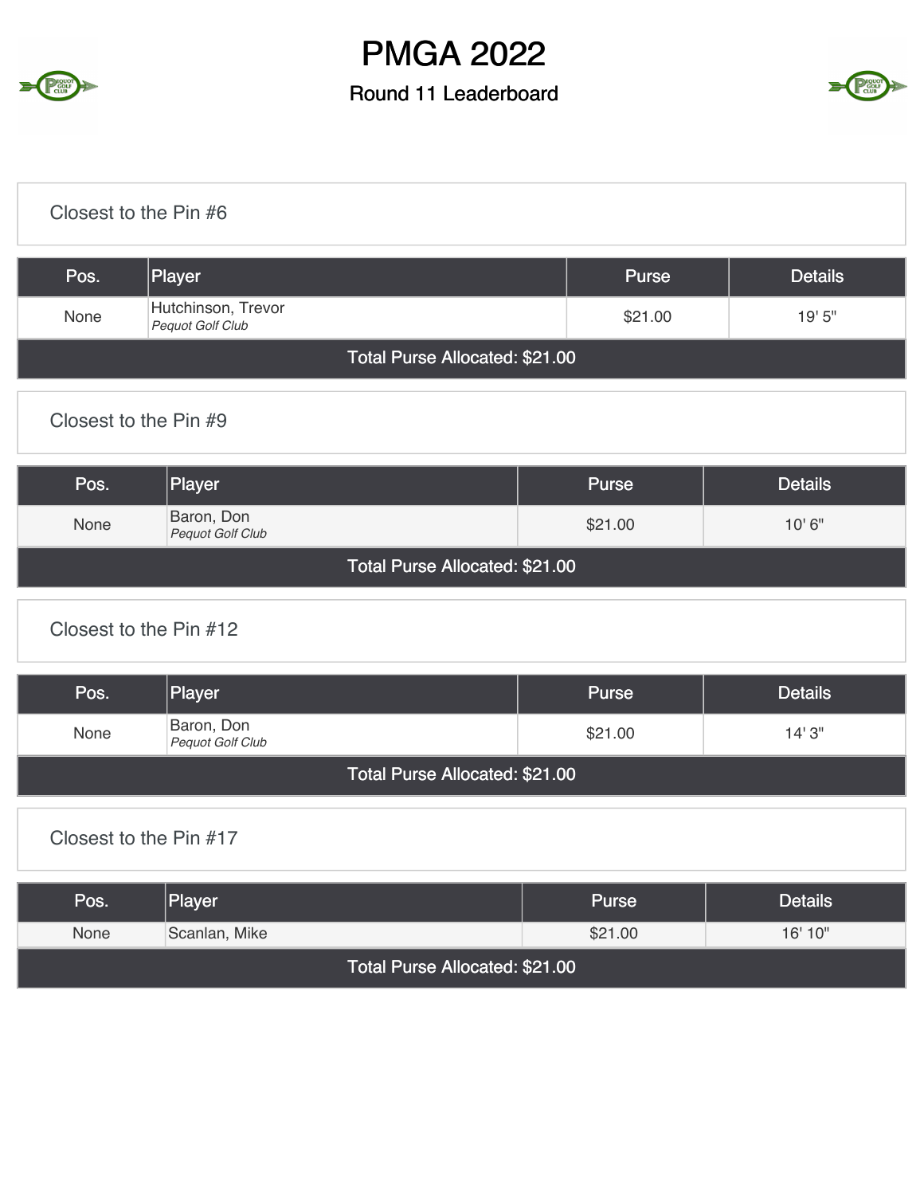# PMGA 2022

## Round 11 Leaderboard

### Closest to the Pin #6

| Pos. | Player | Purse | Details |
|---|---|---|---|
| None | Hutchinson, Trevor *Pequot Golf Club* | $21.00 | 19' 5" |
| Total Purse Allocated: $21.00 | | | |

### Closest to the Pin #9

| Pos. | Player | Purse | Details |
|---|---|---|---|
| None | Baron, Don *Pequot Golf Club* | $21.00 | 10' 6" |
| Total Purse Allocated: $21.00 | | | |

### Closest to the Pin #12

| Pos. | Player | Purse | Details |
|---|---|---|---|
| None | Baron, Don *Pequot Golf Club* | $21.00 | 14' 3" |
| Total Purse Allocated: $21.00 | | | |

### Closest to the Pin #17

| Pos. | Player | Purse | Details |
|---|---|---|---|
| None | Scanlan, Mike | $21.00 | 16' 10" |
| Total Purse Allocated: $21.00 | | | |